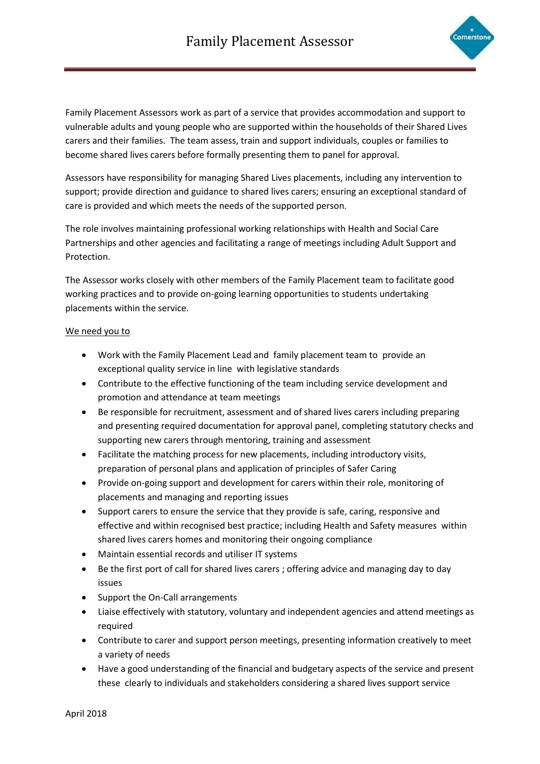# Family Placement Assessor

Family Placement Assessors work as part of a service that provides accommodation and support to vulnerable adults and young people who are supported within the households of their Shared Lives carers and their families. The team assess, train and support individuals, couples or families to become shared lives carers before formally presenting them to panel for approval.

Assessors have responsibility for managing Shared Lives placements, including any intervention to support; provide direction and guidance to shared lives carers; ensuring an exceptional standard of care is provided and which meets the needs of the supported person.

The role involves maintaining professional working relationships with Health and Social Care Partnerships and other agencies and facilitating a range of meetings including Adult Support and Protection.

The Assessor works closely with other members of the Family Placement team to facilitate good working practices and to provide on-going learning opportunities to students undertaking placements within the service.

<u>We need you to</u>

- Work with the Family Placement Lead and family placement team to provide an exceptional quality service in line with legislative standards
- Contribute to the effective functioning of the team including service development and promotion and attendance at team meetings
- Be responsible for recruitment, assessment and of shared lives carers including preparing and presenting required documentation for approval panel, completing statutory checks and supporting new carers through mentoring, training and assessment
- Facilitate the matching process for new placements, including introductory visits, preparation of personal plans and application of principles of Safer Caring
- Provide on-going support and development for carers within their role, monitoring of placements and managing and reporting issues
- Support carers to ensure the service that they provide is safe, caring, responsive and effective and within recognised best practice; including Health and Safety measures within shared lives carers homes and monitoring their ongoing compliance
- Maintain essential records and utiliser IT systems
- Be the first port of call for shared lives carers ; offering advice and managing day to day issues
- Support the On-Call arrangements
- Liaise effectively with statutory, voluntary and independent agencies and attend meetings as required
- Contribute to carer and support person meetings, presenting information creatively to meet a variety of needs
- Have a good understanding of the financial and budgetary aspects of the service and present these clearly to individuals and stakeholders considering a shared lives support service

April 2018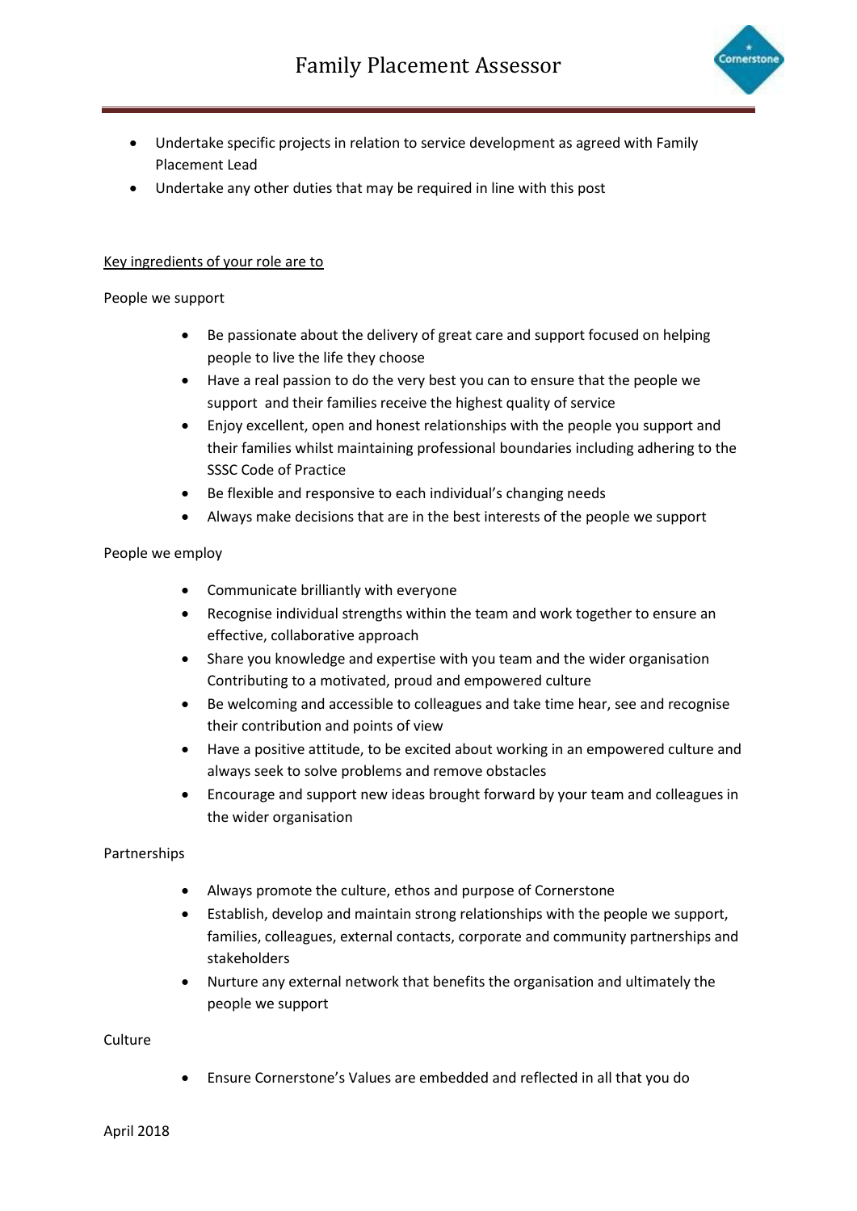- Undertake specific projects in relation to service development as agreed with Family Placement Lead
- Undertake any other duties that may be required in line with this post

Key ingredients of your role are to

People we support

- Be passionate about the delivery of great care and support focused on helping people to live the life they choose
- Have a real passion to do the very best you can to ensure that the people we support and their families receive the highest quality of service
- Enjoy excellent, open and honest relationships with the people you support and their families whilst maintaining professional boundaries including adhering to the SSSC Code of Practice
- Be flexible and responsive to each individual's changing needs
- Always make decisions that are in the best interests of the people we support

People we employ

- Communicate brilliantly with everyone
- Recognise individual strengths within the team and work together to ensure an effective, collaborative approach
- Share you knowledge and expertise with you team and the wider organisation Contributing to a motivated, proud and empowered culture
- Be welcoming and accessible to colleagues and take time hear, see and recognise their contribution and points of view
- Have a positive attitude, to be excited about working in an empowered culture and always seek to solve problems and remove obstacles
- Encourage and support new ideas brought forward by your team and colleagues in the wider organisation

Partnerships

- Always promote the culture, ethos and purpose of Cornerstone
- Establish, develop and maintain strong relationships with the people we support, families, colleagues, external contacts, corporate and community partnerships and stakeholders
- Nurture any external network that benefits the organisation and ultimately the people we support

Culture

- Ensure Cornerstone's Values are embedded and reflected in all that you do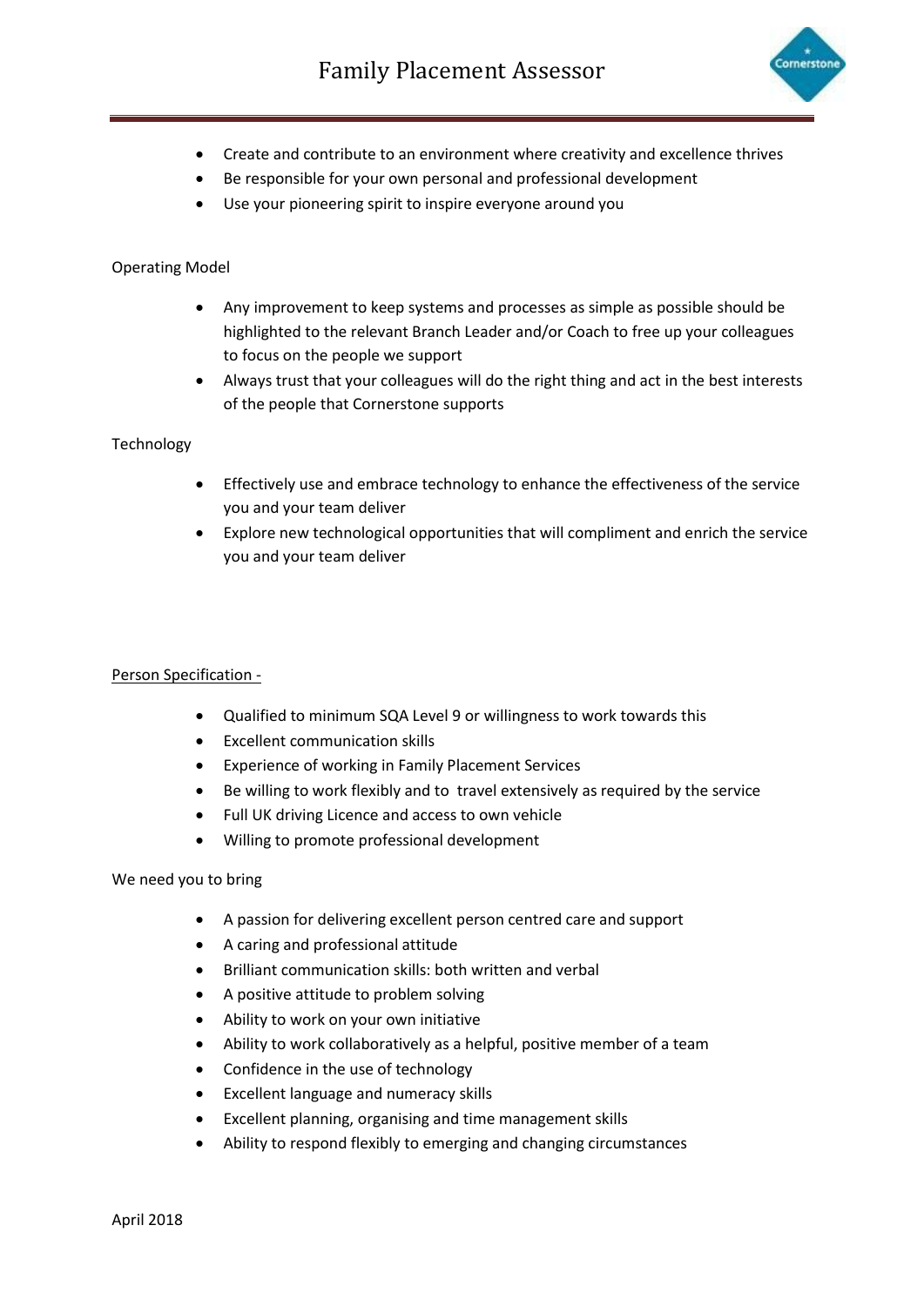- Create and contribute to an environment where creativity and excellence thrives
- Be responsible for your own personal and professional development
- Use your pioneering spirit to inspire everyone around you

Operating Model

- Any improvement to keep systems and processes as simple as possible should be highlighted to the relevant Branch Leader and/or Coach to free up your colleagues to focus on the people we support
- Always trust that your colleagues will do the right thing and act in the best interests of the people that Cornerstone supports

Technology

- Effectively use and embrace technology to enhance the effectiveness of the service you and your team deliver
- Explore new technological opportunities that will compliment and enrich the service you and your team deliver

<u>Person Specification -</u>

- Qualified to minimum SQA Level 9 or willingness to work towards this
- Excellent communication skills
- Experience of working in Family Placement Services
- Be willing to work flexibly and to travel extensively as required by the service
- Full UK driving Licence and access to own vehicle
- Willing to promote professional development

We need you to bring

- A passion for delivering excellent person centred care and support
- A caring and professional attitude
- Brilliant communication skills: both written and verbal
- A positive attitude to problem solving
- Ability to work on your own initiative
- Ability to work collaboratively as a helpful, positive member of a team
- Confidence in the use of technology
- Excellent language and numeracy skills
- Excellent planning, organising and time management skills
- Ability to respond flexibly to emerging and changing circumstances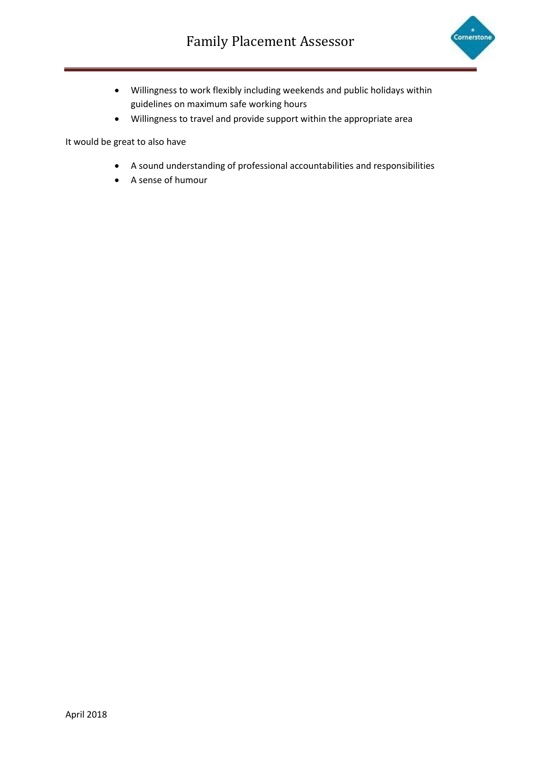- Willingness to work flexibly including weekends and public holidays within guidelines on maximum safe working hours
- Willingness to travel and provide support within the appropriate area

It would be great to also have

- A sound understanding of professional accountabilities and responsibilities
- A sense of humour

April 2018